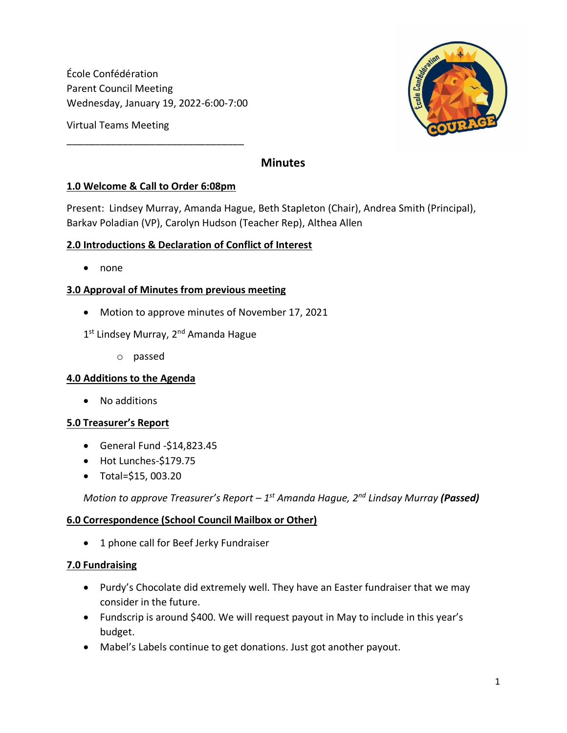École Confédération
Parent Council Meeting
Wednesday, January 19, 2022-6:00-7:00

Virtual Teams Meeting

---

## Minutes

### 1.0 Welcome & Call to Order 6:08pm

Present: Lindsey Murray, Amanda Hague, Beth Stapleton (Chair), Andrea Smith (Principal), Barkav Poladian (VP), Carolyn Hudson (Teacher Rep), Althea Allen

### 2.0 Introductions & Declaration of Conflict of Interest

- none

### 3.0 Approval of Minutes from previous meeting

- Motion to approve minutes of November 17, 2021

1st Lindsey Murray, 2nd Amanda Hague

  - passed

### 4.0 Additions to the Agenda

- No additions

### 5.0 Treasurer's Report

- General Fund -$14,823.45
- Hot Lunches-$179.75
- Total=$15, 003.20

*Motion to approve Treasurer's Report – 1st Amanda Hague, 2nd Lindsay Murray* ***(Passed)***

### 6.0 Correspondence (School Council Mailbox or Other)

- 1 phone call for Beef Jerky Fundraiser

### 7.0 Fundraising

- Purdy's Chocolate did extremely well. They have an Easter fundraiser that we may consider in the future.
- Fundscrip is around $400. We will request payout in May to include in this year's budget.
- Mabel's Labels continue to get donations. Just got another payout.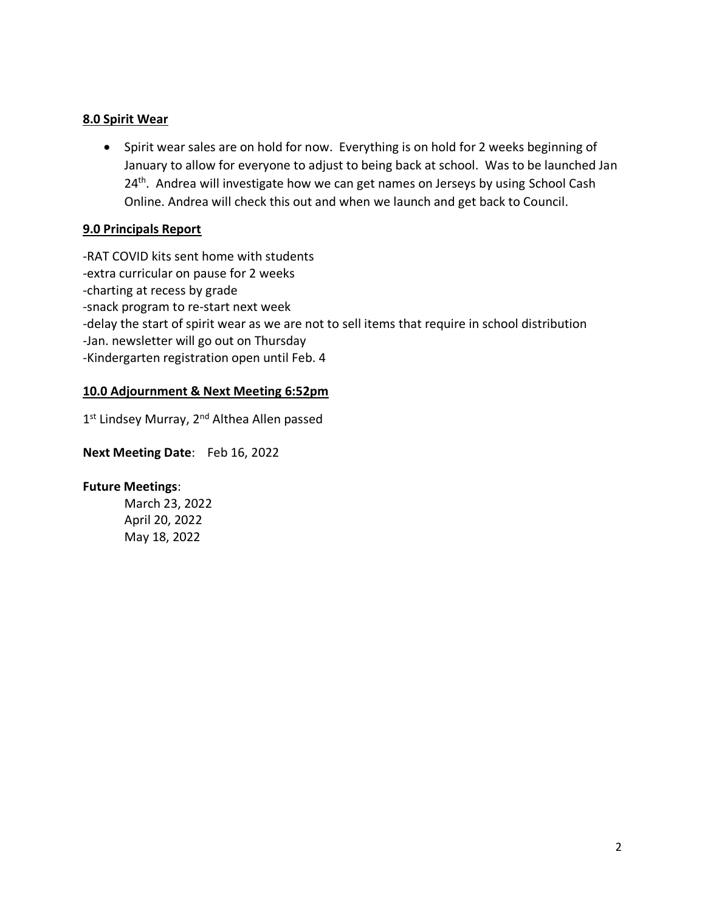**8.0 Spirit Wear**

- Spirit wear sales are on hold for now. Everything is on hold for 2 weeks beginning of January to allow for everyone to adjust to being back at school. Was to be launched Jan 24th. Andrea will investigate how we can get names on Jerseys by using School Cash Online. Andrea will check this out and when we launch and get back to Council.

**9.0 Principals Report**

-RAT COVID kits sent home with students
-extra curricular on pause for 2 weeks
-charting at recess by grade
-snack program to re-start next week
-delay the start of spirit wear as we are not to sell items that require in school distribution
-Jan. newsletter will go out on Thursday
-Kindergarten registration open until Feb. 4

**10.0 Adjournment & Next Meeting 6:52pm**

1st Lindsey Murray, 2nd Althea Allen passed

**Next Meeting Date**: Feb 16, 2022

**Future Meetings**:

March 23, 2022
April 20, 2022
May 18, 2022